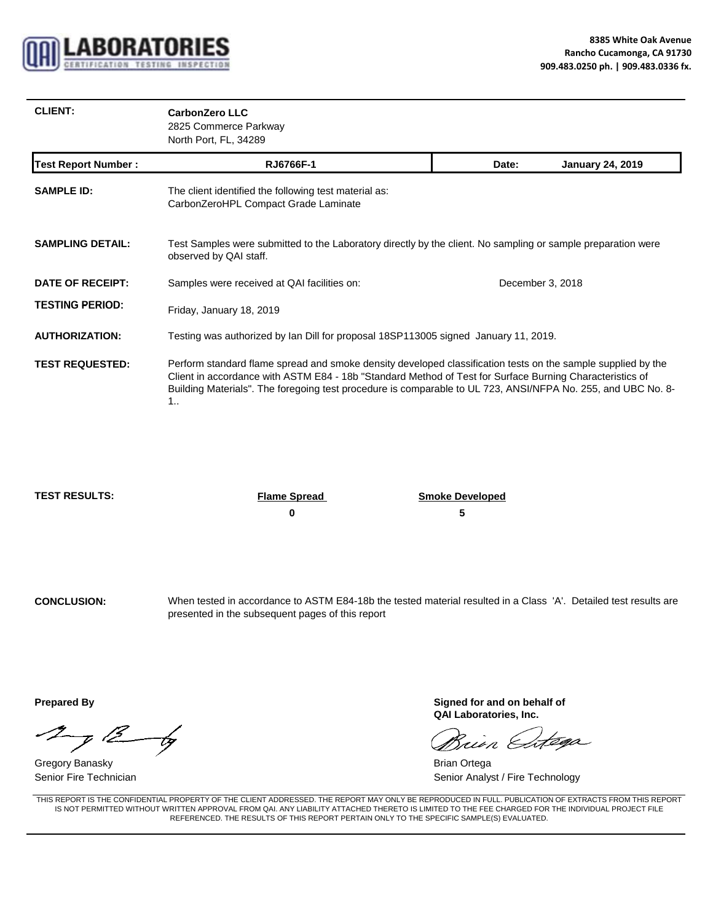QAI LABORATORIES
CERTIFICATION TESTING INSPECTION

8385 White Oak Avenue
Rancho Cucamonga, CA 91730
909.483.0250 ph. | 909.483.0336 fx.

**CLIENT:** **CarbonZero LLC**
2825 Commerce Parkway
North Port, FL, 34289

| **Test Report Number :** | **RJ6766F-1** | **Date:** | **January 24, 2019** |
|---|---|---|---|

**SAMPLE ID:** The client identified the following test material as:
CarbonZeroHPL Compact Grade Laminate

**SAMPLING DETAIL:** Test Samples were submitted to the Laboratory directly by the client. No sampling or sample preparation were observed by QAI staff.

**DATE OF RECEIPT:** Samples were received at QAI facilities on: December 3, 2018

**TESTING PERIOD:** Friday, January 18, 2019

**AUTHORIZATION:** Testing was authorized by Ian Dill for proposal 18SP113005 signed January 11, 2019.

**TEST REQUESTED:** Perform standard flame spread and smoke density developed classification tests on the sample supplied by the Client in accordance with ASTM E84 - 18b "Standard Method of Test for Surface Burning Characteristics of Building Materials". The foregoing test procedure is comparable to UL 723, ANSI/NFPA No. 255, and UBC No. 8-1..

**TEST RESULTS:**

| Flame Spread | Smoke Developed |
|---|---|
| **0** | **5** |

**CONCLUSION:** When tested in accordance to ASTM E84-18b the tested material resulted in a Class 'A'. Detailed test results are presented in the subsequent pages of this report

**Prepared By**

Gregory Banasky
Senior Fire Technician

**Signed for and on behalf of QAI Laboratories, Inc.**

Brian Ortega
Senior Analyst / Fire Technology

THIS REPORT IS THE CONFIDENTIAL PROPERTY OF THE CLIENT ADDRESSED. THE REPORT MAY ONLY BE REPRODUCED IN FULL. PUBLICATION OF EXTRACTS FROM THIS REPORT IS NOT PERMITTED WITHOUT WRITTEN APPROVAL FROM QAI. ANY LIABILITY ATTACHED THERETO IS LIMITED TO THE FEE CHARGED FOR THE INDIVIDUAL PROJECT FILE REFERENCED. THE RESULTS OF THIS REPORT PERTAIN ONLY TO THE SPECIFIC SAMPLE(S) EVALUATED.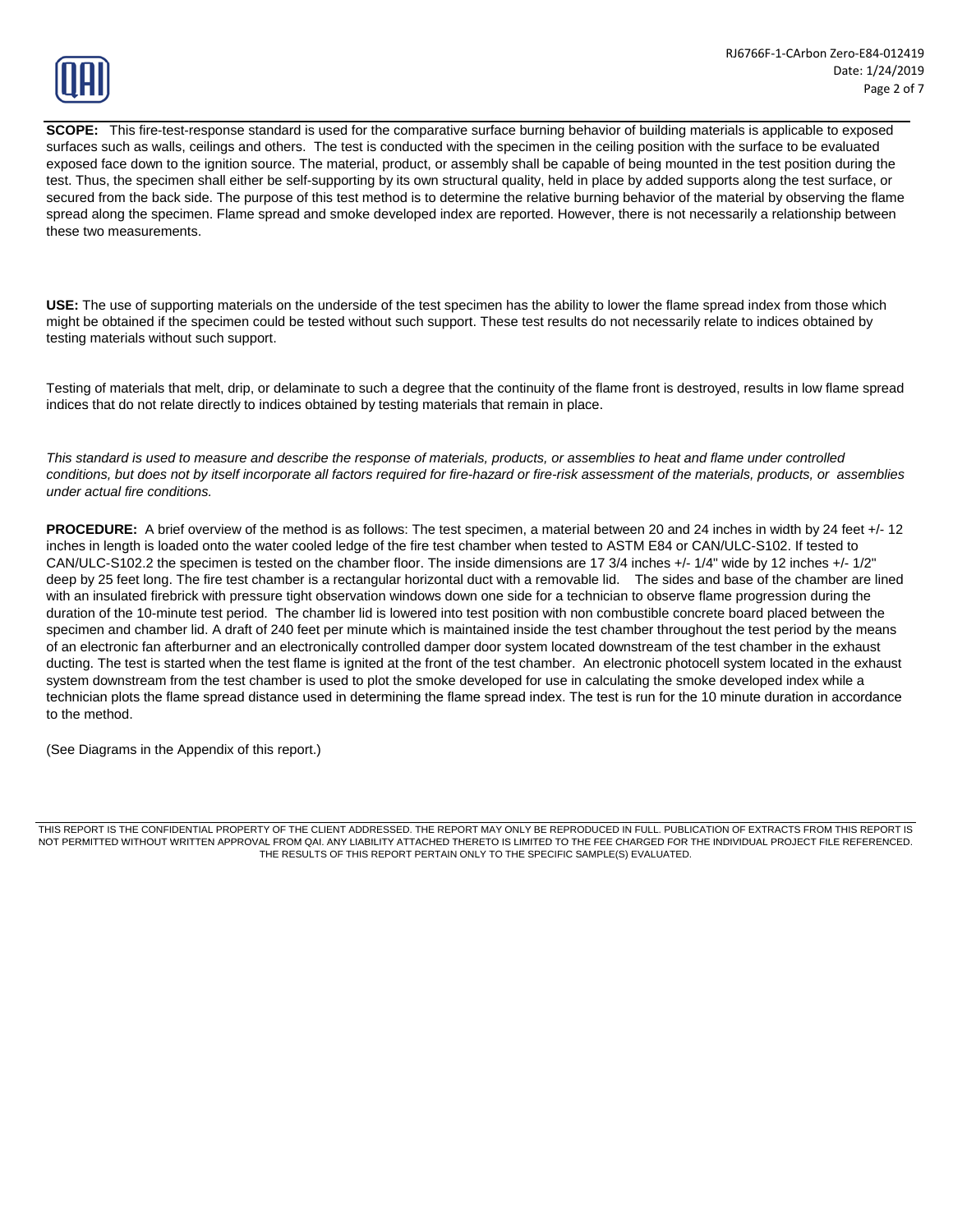**SCOPE:** This fire-test-response standard is used for the comparative surface burning behavior of building materials is applicable to exposed surfaces such as walls, ceilings and others. The test is conducted with the specimen in the ceiling position with the surface to be evaluated exposed face down to the ignition source. The material, product, or assembly shall be capable of being mounted in the test position during the test. Thus, the specimen shall either be self-supporting by its own structural quality, held in place by added supports along the test surface, or secured from the back side. The purpose of this test method is to determine the relative burning behavior of the material by observing the flame spread along the specimen. Flame spread and smoke developed index are reported. However, there is not necessarily a relationship between these two measurements.

**USE:** The use of supporting materials on the underside of the test specimen has the ability to lower the flame spread index from those which might be obtained if the specimen could be tested without such support. These test results do not necessarily relate to indices obtained by testing materials without such support.

Testing of materials that melt, drip, or delaminate to such a degree that the continuity of the flame front is destroyed, results in low flame spread indices that do not relate directly to indices obtained by testing materials that remain in place.

*This standard is used to measure and describe the response of materials, products, or assemblies to heat and flame under controlled conditions, but does not by itself incorporate all factors required for fire-hazard or fire-risk assessment of the materials, products, or assemblies under actual fire conditions.*

**PROCEDURE:** A brief overview of the method is as follows: The test specimen, a material between 20 and 24 inches in width by 24 feet +/- 12 inches in length is loaded onto the water cooled ledge of the fire test chamber when tested to ASTM E84 or CAN/ULC-S102. If tested to CAN/ULC-S102.2 the specimen is tested on the chamber floor. The inside dimensions are 17 3/4 inches +/- 1/4" wide by 12 inches +/- 1/2" deep by 25 feet long. The fire test chamber is a rectangular horizontal duct with a removable lid. The sides and base of the chamber are lined with an insulated firebrick with pressure tight observation windows down one side for a technician to observe flame progression during the duration of the 10-minute test period. The chamber lid is lowered into test position with non combustible concrete board placed between the specimen and chamber lid. A draft of 240 feet per minute which is maintained inside the test chamber throughout the test period by the means of an electronic fan afterburner and an electronically controlled damper door system located downstream of the test chamber in the exhaust ducting. The test is started when the test flame is ignited at the front of the test chamber. An electronic photocell system located in the exhaust system downstream from the test chamber is used to plot the smoke developed for use in calculating the smoke developed index while a technician plots the flame spread distance used in determining the flame spread index. The test is run for the 10 minute duration in accordance to the method.

(See Diagrams in the Appendix of this report.)

THIS REPORT IS THE CONFIDENTIAL PROPERTY OF THE CLIENT ADDRESSED. THE REPORT MAY ONLY BE REPRODUCED IN FULL. PUBLICATION OF EXTRACTS FROM THIS REPORT IS NOT PERMITTED WITHOUT WRITTEN APPROVAL FROM QAI. ANY LIABILITY ATTACHED THERETO IS LIMITED TO THE FEE CHARGED FOR THE INDIVIDUAL PROJECT FILE REFERENCED. THE RESULTS OF THIS REPORT PERTAIN ONLY TO THE SPECIFIC SAMPLE(S) EVALUATED.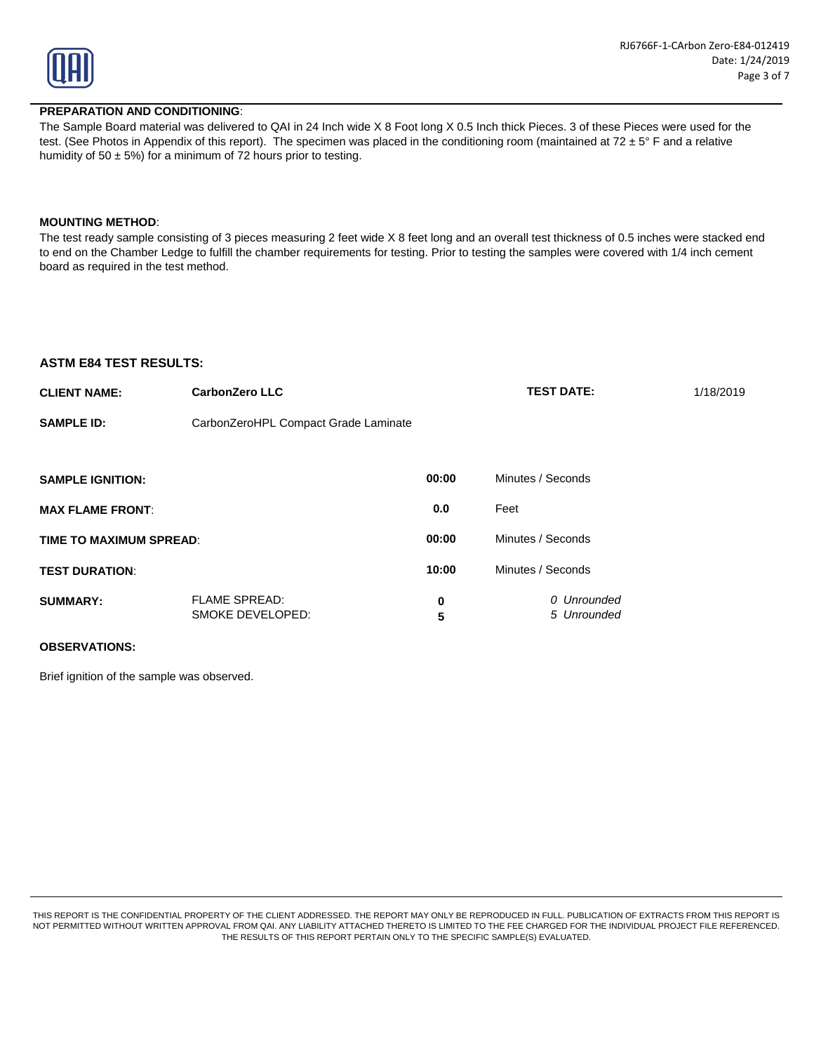**PREPARATION AND CONDITIONING**:

The Sample Board material was delivered to QAI in 24 Inch wide X 8 Foot long X 0.5 Inch thick Pieces. 3 of these Pieces were used for the test. (See Photos in Appendix of this report). The specimen was placed in the conditioning room (maintained at 72 ± 5° F and a relative humidity of 50 ± 5%) for a minimum of 72 hours prior to testing.

**MOUNTING METHOD**:

The test ready sample consisting of 3 pieces measuring 2 feet wide X 8 feet long and an overall test thickness of 0.5 inches were stacked end to end on the Chamber Ledge to fulfill the chamber requirements for testing. Prior to testing the samples were covered with 1/4 inch cement board as required in the test method.

## ASTM E84 TEST RESULTS:

| | | | | |
|---|---|---|---|---|
| **CLIENT NAME:** | **CarbonZero LLC** | | **TEST DATE:** | 1/18/2019 |
| **SAMPLE ID:** | CarbonZeroHPL Compact Grade Laminate | | | |
| **SAMPLE IGNITION:** | | **00:00** | Minutes / Seconds | |
| **MAX FLAME FRONT**: | | **0.0** | Feet | |
| **TIME TO MAXIMUM SPREAD**: | | **00:00** | Minutes / Seconds | |
| **TEST DURATION**: | | **10:00** | Minutes / Seconds | |
| **SUMMARY:** | FLAME SPREAD: | **0** | *0 Unrounded* | |
| | SMOKE DEVELOPED: | **5** | *5 Unrounded* | |

**OBSERVATIONS:**

Brief ignition of the sample was observed.

THIS REPORT IS THE CONFIDENTIAL PROPERTY OF THE CLIENT ADDRESSED. THE REPORT MAY ONLY BE REPRODUCED IN FULL. PUBLICATION OF EXTRACTS FROM THIS REPORT IS NOT PERMITTED WITHOUT WRITTEN APPROVAL FROM QAI. ANY LIABILITY ATTACHED THERETO IS LIMITED TO THE FEE CHARGED FOR THE INDIVIDUAL PROJECT FILE REFERENCED. THE RESULTS OF THIS REPORT PERTAIN ONLY TO THE SPECIFIC SAMPLE(S) EVALUATED.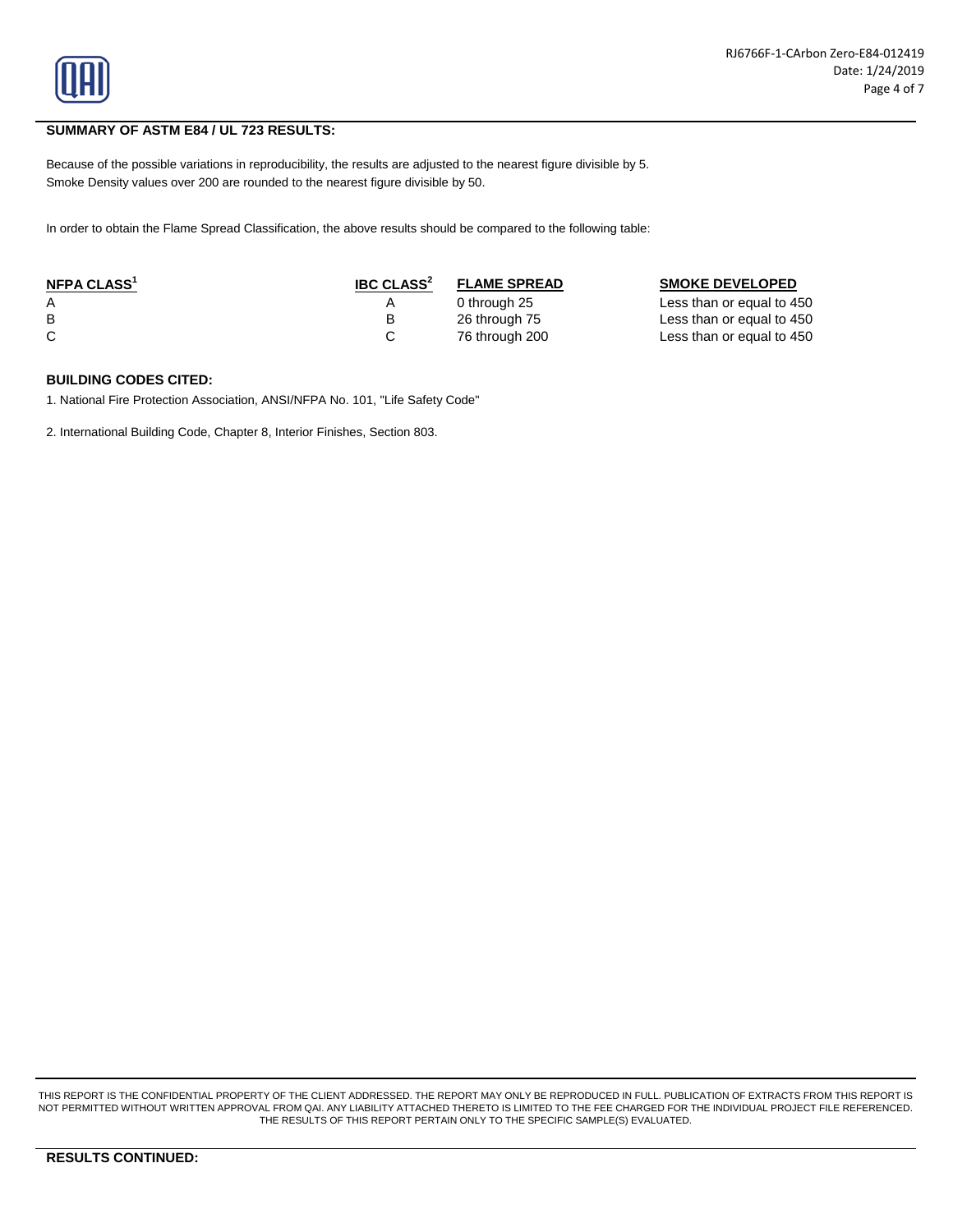## SUMMARY OF ASTM E84 / UL 723 RESULTS:

Because of the possible variations in reproducibility, the results are adjusted to the nearest figure divisible by 5.
Smoke Density values over 200 are rounded to the nearest figure divisible by 50.

In order to obtain the Flame Spread Classification, the above results should be compared to the following table:

| NFPA CLASS[1] | IBC CLASS[2] | FLAME SPREAD | SMOKE DEVELOPED |
|---|---|---|---|
| A | A | 0 through 25 | Less than or equal to 450 |
| B | B | 26 through 75 | Less than or equal to 450 |
| C | C | 76 through 200 | Less than or equal to 450 |

**BUILDING CODES CITED:**

1. National Fire Protection Association, ANSI/NFPA No. 101, "Life Safety Code"

2. International Building Code, Chapter 8, Interior Finishes, Section 803.

THIS REPORT IS THE CONFIDENTIAL PROPERTY OF THE CLIENT ADDRESSED. THE REPORT MAY ONLY BE REPRODUCED IN FULL. PUBLICATION OF EXTRACTS FROM THIS REPORT IS NOT PERMITTED WITHOUT WRITTEN APPROVAL FROM QAI. ANY LIABILITY ATTACHED THERETO IS LIMITED TO THE FEE CHARGED FOR THE INDIVIDUAL PROJECT FILE REFERENCED. THE RESULTS OF THIS REPORT PERTAIN ONLY TO THE SPECIFIC SAMPLE(S) EVALUATED.

**RESULTS CONTINUED:**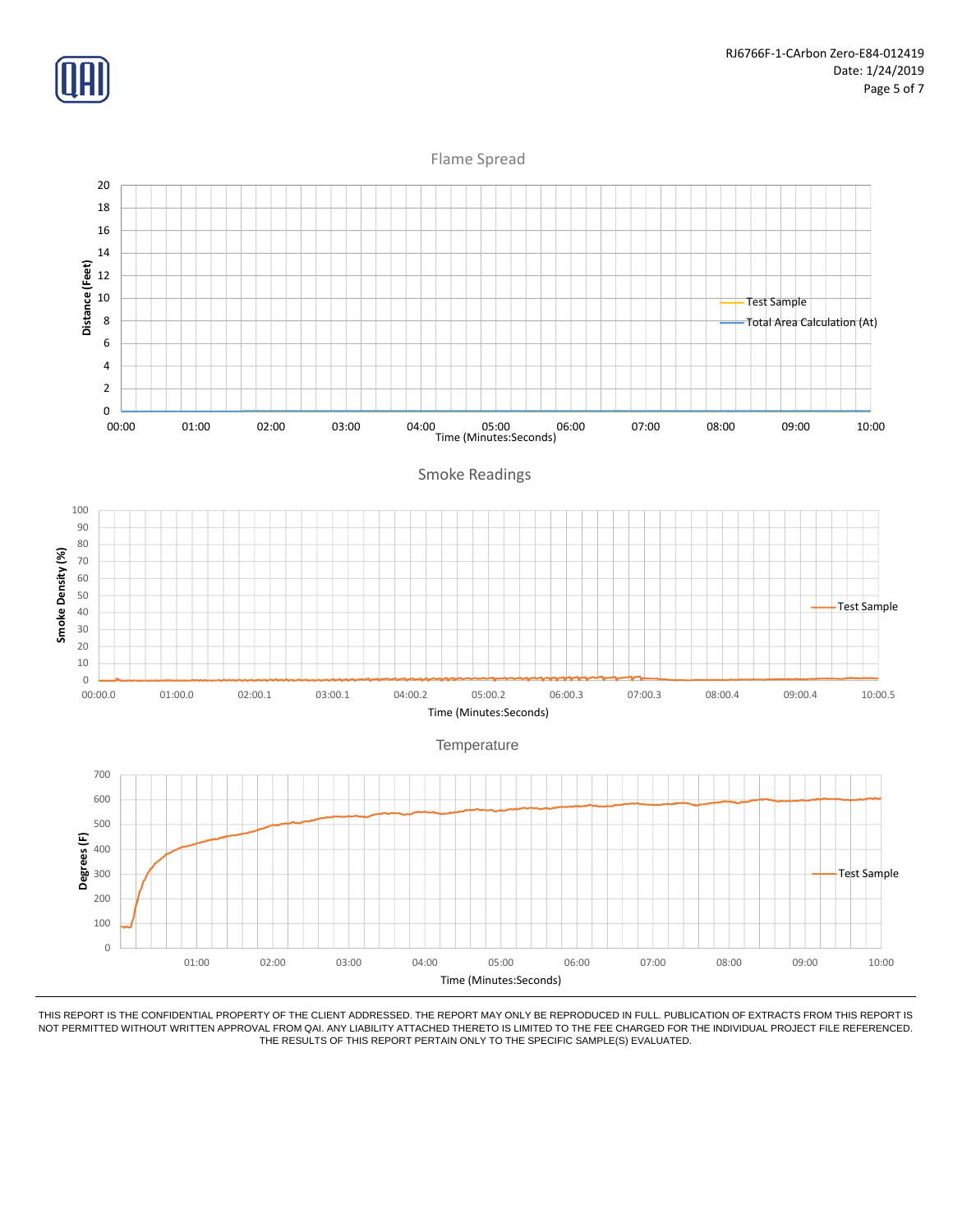Flame Spread

Distance (Feet) vs. Time (Minutes:Seconds)

Legend: Test Sample; Total Area Calculation (At)

Smoke Readings

Smoke Density (%) vs. Time (Minutes:Seconds)

Legend: Test Sample

Temperature

Degrees (F) vs. Time (Minutes:Seconds)

Legend: Test Sample

THIS REPORT IS THE CONFIDENTIAL PROPERTY OF THE CLIENT ADDRESSED. THE REPORT MAY ONLY BE REPRODUCED IN FULL. PUBLICATION OF EXTRACTS FROM THIS REPORT IS NOT PERMITTED WITHOUT WRITTEN APPROVAL FROM QAI. ANY LIABILITY ATTACHED THERETO IS LIMITED TO THE FEE CHARGED FOR THE INDIVIDUAL PROJECT FILE REFERENCED. THE RESULTS OF THIS REPORT PERTAIN ONLY TO THE SPECIFIC SAMPLE(S) EVALUATED.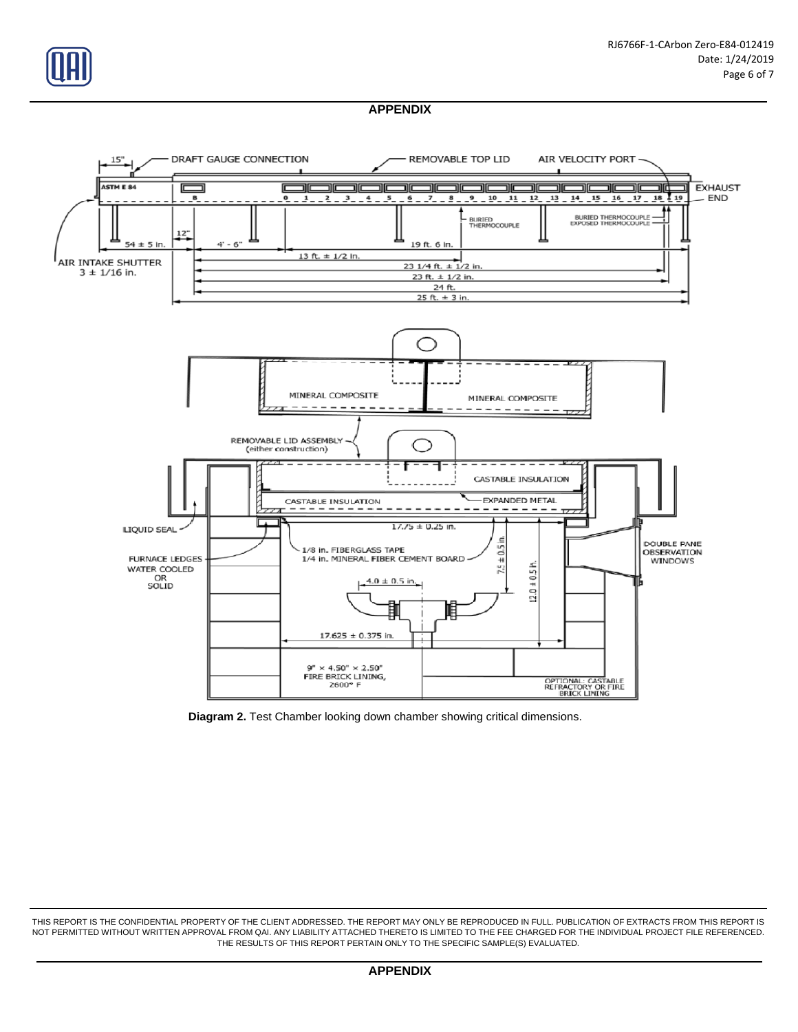## APPENDIX

DRAFT GAUGE CONNECTION — REMOVABLE TOP LID — AIR VELOCITY PORT

ASTM E 84

15"

EXHAUST END

B 0 1 2 3 4 5 6 7 8 9 10 11 12 13 14 15 16 17 18 19

BURIED THERMOCOUPLE

BURIED THERMOCOUPLE
EXPOSED THERMOCOUPLE

12"

54 ± 5 in. — 4' - 6" — 19 ft. 6 in.

13 ft. ± 1/2 in.

AIR INTAKE SHUTTER
3 ± 1/16 in.

23 1/4 ft. ± 1/2 in.

23 ft. ± 1/2 in.

24 ft.

25 ft. + 3 in.

MINERAL COMPOSITE — MINERAL COMPOSITE

REMOVABLE LID ASSEMBLY (either construction)

CASTABLE INSULATION

CASTABLE INSULATION — EXPANDED METAL

LIQUID SEAL

17.75 ± 0.25 in.

1/8 in. FIBERGLASS TAPE
1/4 in. MINERAL FIBER CEMENT BOARD

FURNACE LEDGES WATER COOLED OR SOLID

7.5 ± 0.5 in.

12.0 ± 0.5 in.

4.0 ± 0.5 in.

DOUBLE PANE OBSERVATION WINDOWS

17.625 ± 0.375 in.

9" × 4.50" × 2.50" FIRE BRICK LINING, 2600° F

OPTIONAL: CASTABLE REFRACTORY OR FIRE BRICK LINING

**Diagram 2.** Test Chamber looking down chamber showing critical dimensions.

THIS REPORT IS THE CONFIDENTIAL PROPERTY OF THE CLIENT ADDRESSED. THE REPORT MAY ONLY BE REPRODUCED IN FULL. PUBLICATION OF EXTRACTS FROM THIS REPORT IS NOT PERMITTED WITHOUT WRITTEN APPROVAL FROM QAI. ANY LIABILITY ATTACHED THERETO IS LIMITED TO THE FEE CHARGED FOR THE INDIVIDUAL PROJECT FILE REFERENCED. THE RESULTS OF THIS REPORT PERTAIN ONLY TO THE SPECIFIC SAMPLE(S) EVALUATED.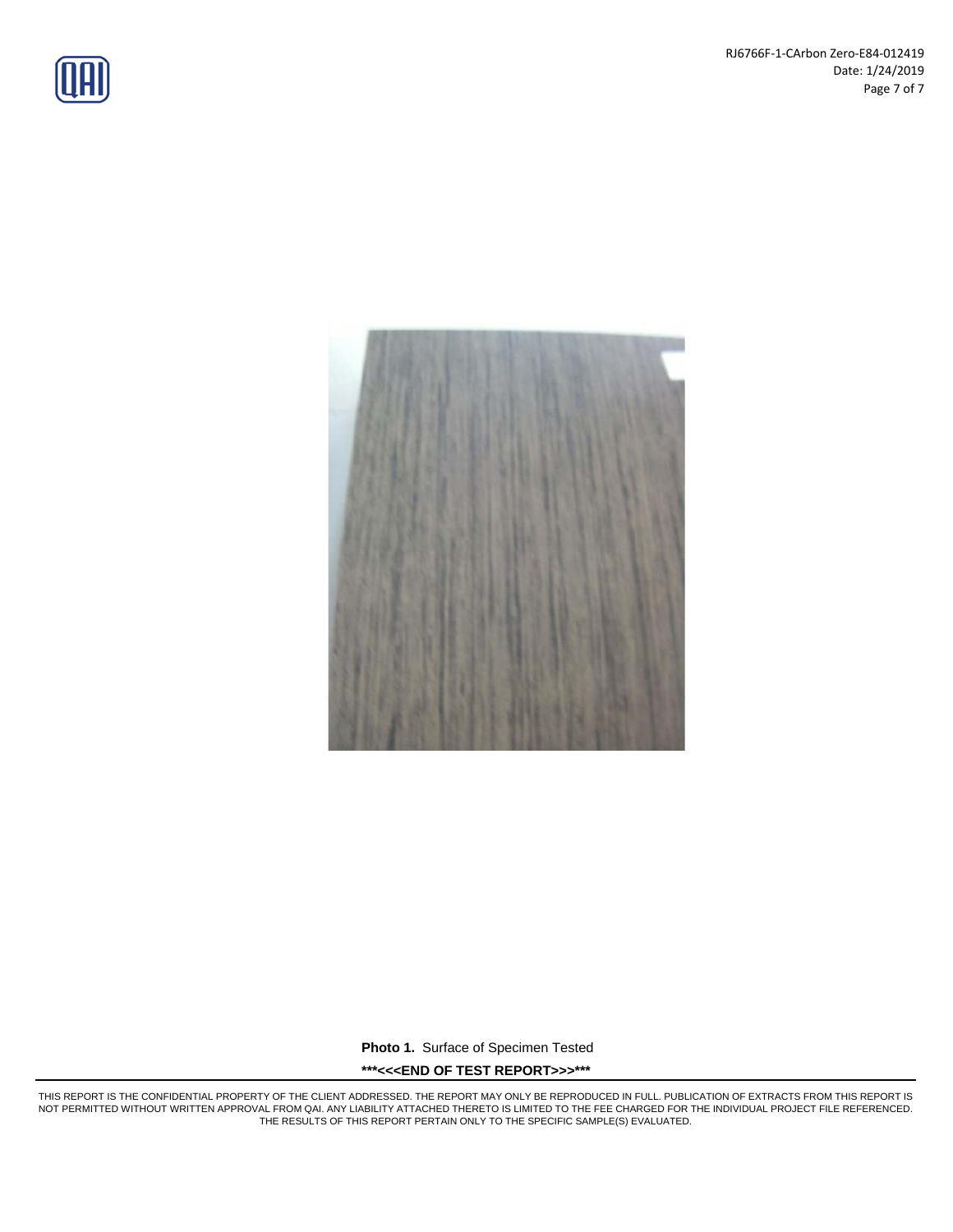**Photo 1.** Surface of Specimen Tested

**\*\*\*<<<END OF TEST REPORT>>>\*\*\***

THIS REPORT IS THE CONFIDENTIAL PROPERTY OF THE CLIENT ADDRESSED. THE REPORT MAY ONLY BE REPRODUCED IN FULL. PUBLICATION OF EXTRACTS FROM THIS REPORT IS NOT PERMITTED WITHOUT WRITTEN APPROVAL FROM QAI. ANY LIABILITY ATTACHED THERETO IS LIMITED TO THE FEE CHARGED FOR THE INDIVIDUAL PROJECT FILE REFERENCED. THE RESULTS OF THIS REPORT PERTAIN ONLY TO THE SPECIFIC SAMPLE(S) EVALUATED.